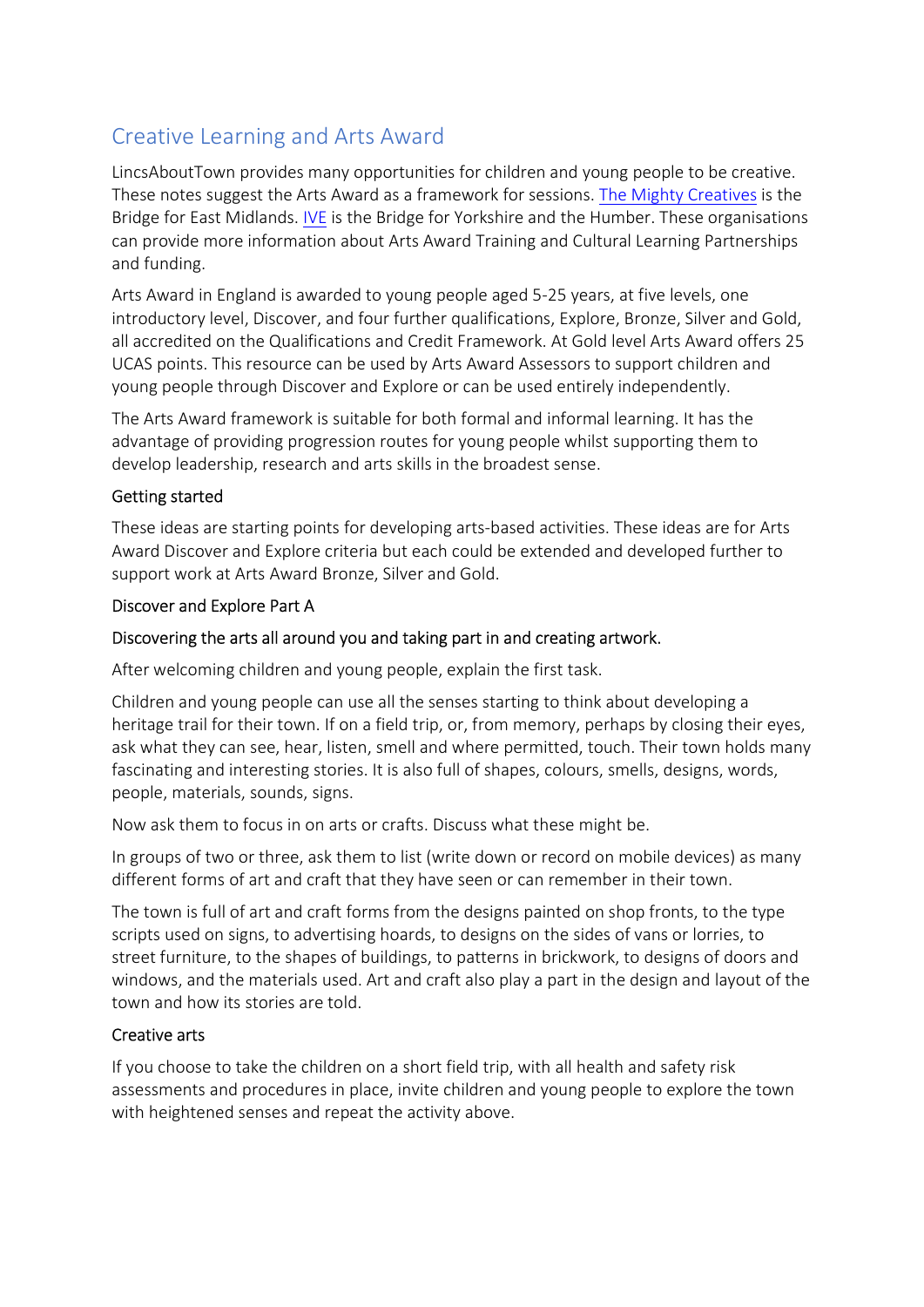# Creative Learning and Arts Award

LincsAboutTown provides many opportunities for children and young people to be creative. These notes suggest the Arts Award as a framework for sessions. The Mighty Creatives is the Bridge for East Midlands. IVE is the Bridge for Yorkshire and the Humber. These organisations can provide more information about Arts Award Training and Cultural Learning Partnerships and funding.

Arts Award in England is awarded to young people aged 5-25 years, at five levels, one introductory level, Discover, and four further qualifications, Explore, Bronze, Silver and Gold, all accredited on the Qualifications and Credit Framework. At Gold level Arts Award offers 25 UCAS points. This resource can be used by Arts Award Assessors to support children and young people through Discover and Explore or can be used entirely independently.

The Arts Award framework is suitable for both formal and informal learning. It has the advantage of providing progression routes for young people whilst supporting them to develop leadership, research and arts skills in the broadest sense.

## Getting started

These ideas are starting points for developing arts-based activities. These ideas are for Arts Award Discover and Explore criteria but each could be extended and developed further to support work at Arts Award Bronze, Silver and Gold.

## Discover and Explore Part A

### Discovering the arts all around you and taking part in and creating artwork.

After welcoming children and young people, explain the first task.

Children and young people can use all the senses starting to think about developing a heritage trail for their town. If on a field trip, or, from memory, perhaps by closing their eyes, ask what they can see, hear, listen, smell and where permitted, touch. Their town holds many fascinating and interesting stories. It is also full of shapes, colours, smells, designs, words, people, materials, sounds, signs.

Now ask them to focus in on arts or crafts. Discuss what these might be.

In groups of two or three, ask them to list (write down or record on mobile devices) as many different forms of art and craft that they have seen or can remember in their town.

The town is full of art and craft forms from the designs painted on shop fronts, to the type scripts used on signs, to advertising hoards, to designs on the sides of vans or lorries, to street furniture, to the shapes of buildings, to patterns in brickwork, to designs of doors and windows, and the materials used. Art and craft also play a part in the design and layout of the town and how its stories are told.

## Creative arts

If you choose to take the children on a short field trip, with all health and safety risk assessments and procedures in place, invite children and young people to explore the town with heightened senses and repeat the activity above.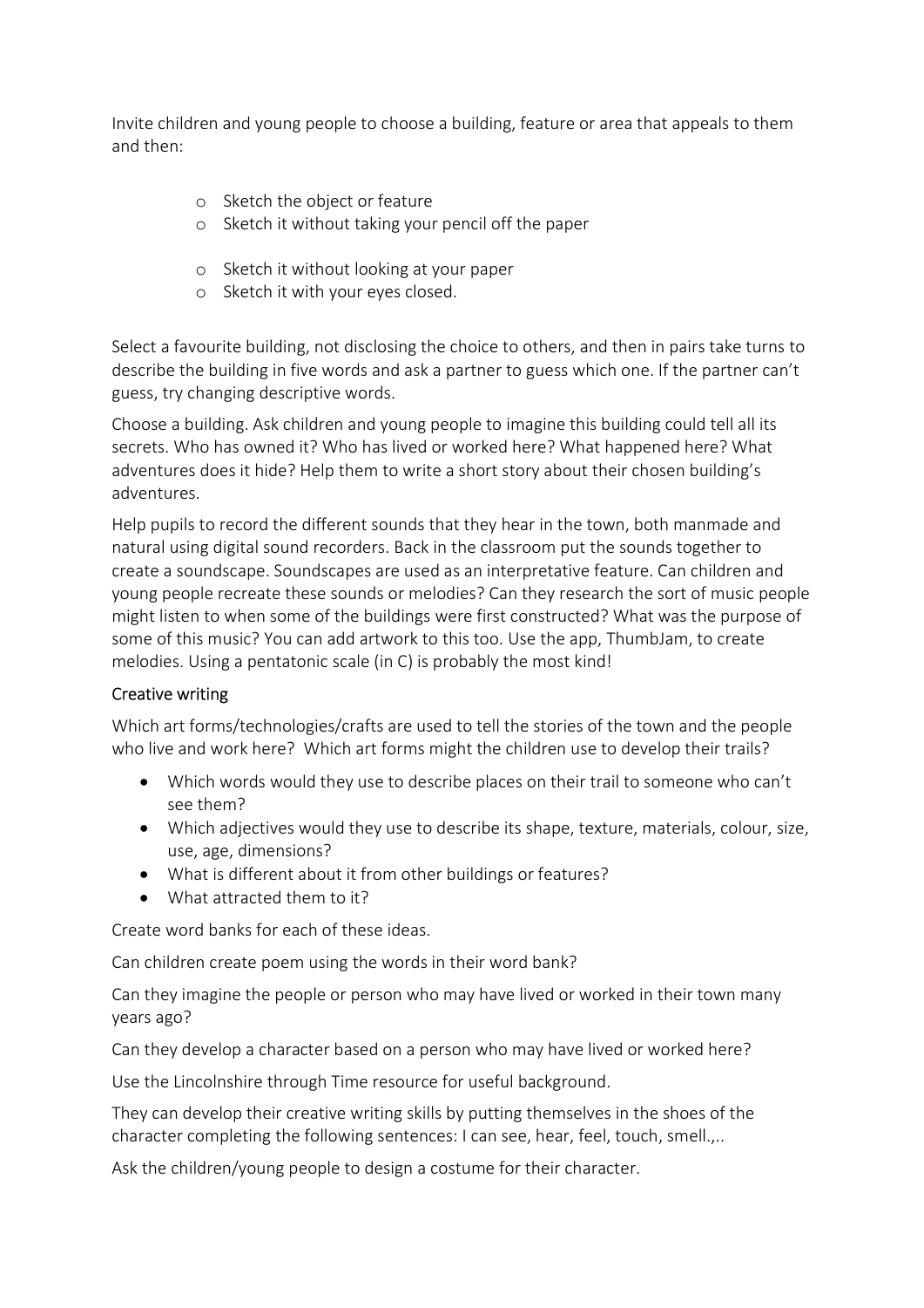Invite children and young people to choose a building, feature or area that appeals to them and then:

- Sketch the object or feature
- Sketch it without taking your pencil off the paper
- Sketch it without looking at your paper
- Sketch it with your eyes closed.

Select a favourite building, not disclosing the choice to others, and then in pairs take turns to describe the building in five words and ask a partner to guess which one. If the partner can't guess, try changing descriptive words.

Choose a building. Ask children and young people to imagine this building could tell all its secrets. Who has owned it? Who has lived or worked here? What happened here? What adventures does it hide? Help them to write a short story about their chosen building's adventures.

Help pupils to record the different sounds that they hear in the town, both manmade and natural using digital sound recorders. Back in the classroom put the sounds together to create a soundscape. Soundscapes are used as an interpretative feature. Can children and young people recreate these sounds or melodies? Can they research the sort of music people might listen to when some of the buildings were first constructed? What was the purpose of some of this music? You can add artwork to this too. Use the app, ThumbJam, to create melodies. Using a pentatonic scale (in C) is probably the most kind!

## Creative writing

Which art forms/technologies/crafts are used to tell the stories of the town and the people who live and work here? Which art forms might the children use to develop their trails?

- Which words would they use to describe places on their trail to someone who can't see them?
- Which adjectives would they use to describe its shape, texture, materials, colour, size, use, age, dimensions?
- What is different about it from other buildings or features?
- What attracted them to it?

Create word banks for each of these ideas.

Can children create poem using the words in their word bank?

Can they imagine the people or person who may have lived or worked in their town many years ago?

Can they develop a character based on a person who may have lived or worked here?

Use the Lincolnshire through Time resource for useful background.

They can develop their creative writing skills by putting themselves in the shoes of the character completing the following sentences: I can see, hear, feel, touch, smell.,..

Ask the children/young people to design a costume for their character.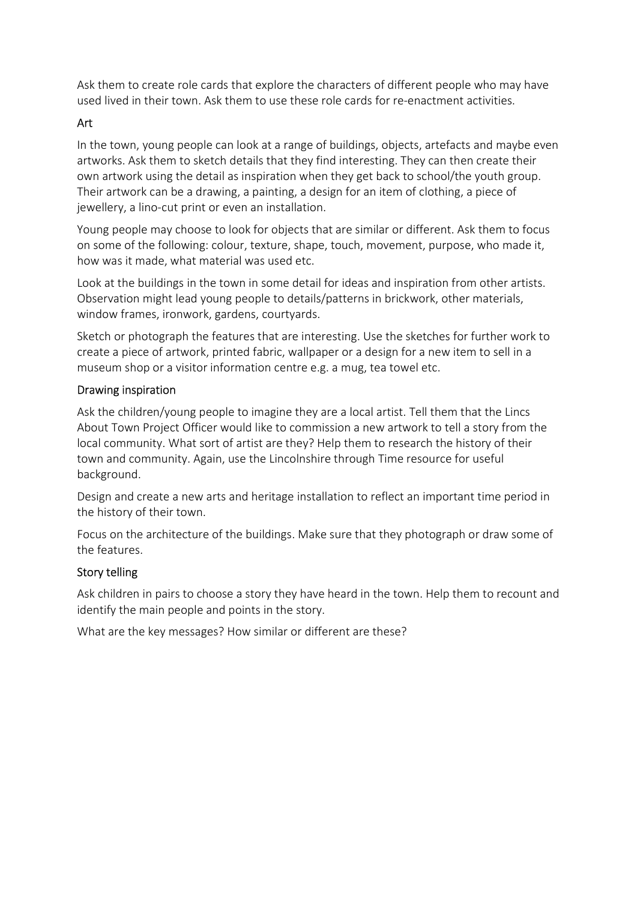Ask them to create role cards that explore the characters of different people who may have used lived in their town. Ask them to use these role cards for re-enactment activities.

## Art

In the town, young people can look at a range of buildings, objects, artefacts and maybe even artworks. Ask them to sketch details that they find interesting. They can then create their own artwork using the detail as inspiration when they get back to school/the youth group. Their artwork can be a drawing, a painting, a design for an item of clothing, a piece of jewellery, a lino-cut print or even an installation.

Young people may choose to look for objects that are similar or different. Ask them to focus on some of the following: colour, texture, shape, touch, movement, purpose, who made it, how was it made, what material was used etc.

Look at the buildings in the town in some detail for ideas and inspiration from other artists. Observation might lead young people to details/patterns in brickwork, other materials, window frames, ironwork, gardens, courtyards.

Sketch or photograph the features that are interesting. Use the sketches for further work to create a piece of artwork, printed fabric, wallpaper or a design for a new item to sell in a museum shop or a visitor information centre e.g. a mug, tea towel etc.

## Drawing inspiration

Ask the children/young people to imagine they are a local artist. Tell them that the Lincs About Town Project Officer would like to commission a new artwork to tell a story from the local community. What sort of artist are they? Help them to research the history of their town and community. Again, use the Lincolnshire through Time resource for useful background.

Design and create a new arts and heritage installation to reflect an important time period in the history of their town.

Focus on the architecture of the buildings. Make sure that they photograph or draw some of the features.

## Story telling

Ask children in pairs to choose a story they have heard in the town. Help them to recount and identify the main people and points in the story.

What are the key messages? How similar or different are these?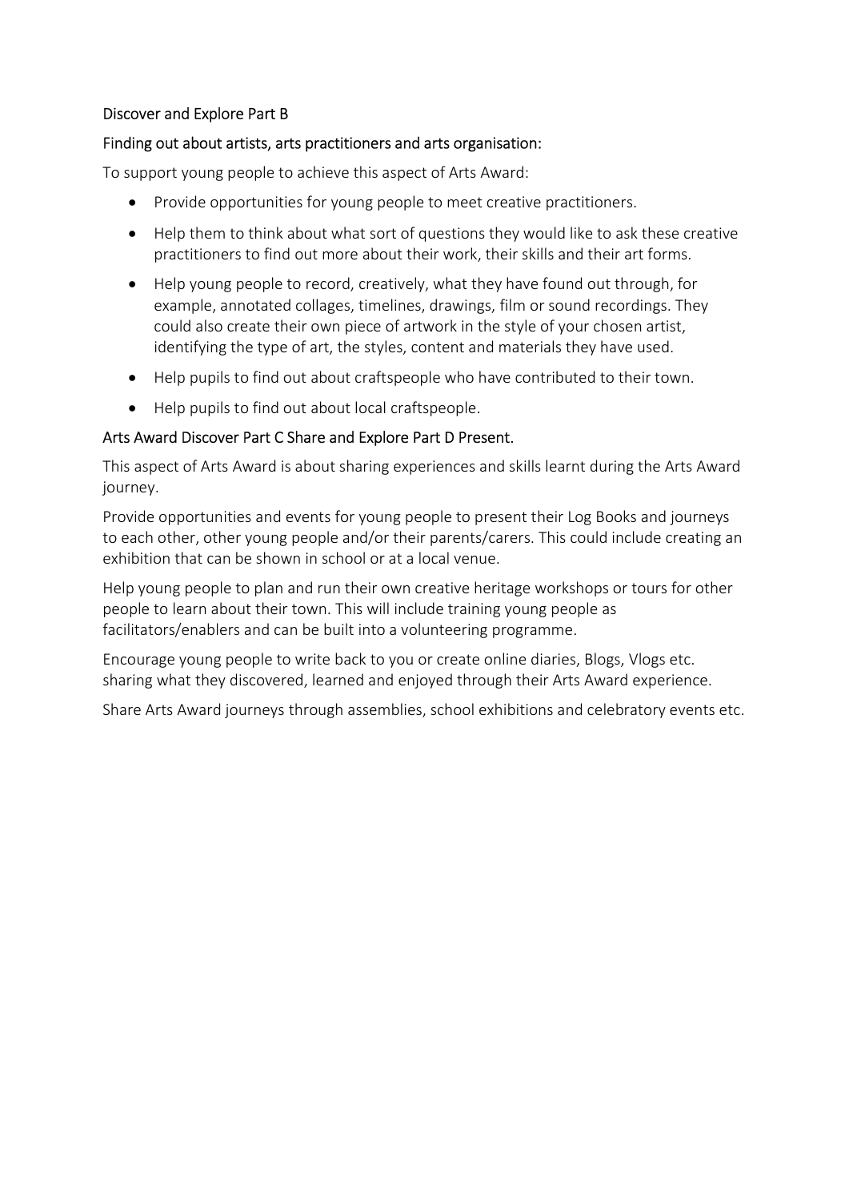## Discover and Explore Part B

### Finding out about artists, arts practitioners and arts organisation:

To support young people to achieve this aspect of Arts Award:

- Provide opportunities for young people to meet creative practitioners.
- Help them to think about what sort of questions they would like to ask these creative practitioners to find out more about their work, their skills and their art forms.
- Help young people to record, creatively, what they have found out through, for example, annotated collages, timelines, drawings, film or sound recordings. They could also create their own piece of artwork in the style of your chosen artist, identifying the type of art, the styles, content and materials they have used.
- Help pupils to find out about craftspeople who have contributed to their town.
- Help pupils to find out about local craftspeople.

## Arts Award Discover Part C Share and Explore Part D Present.

This aspect of Arts Award is about sharing experiences and skills learnt during the Arts Award journey.

Provide opportunities and events for young people to present their Log Books and journeys to each other, other young people and/or their parents/carers. This could include creating an exhibition that can be shown in school or at a local venue.

Help young people to plan and run their own creative heritage workshops or tours for other people to learn about their town. This will include training young people as facilitators/enablers and can be built into a volunteering programme.

Encourage young people to write back to you or create online diaries, Blogs, Vlogs etc. sharing what they discovered, learned and enjoyed through their Arts Award experience.

Share Arts Award journeys through assemblies, school exhibitions and celebratory events etc.